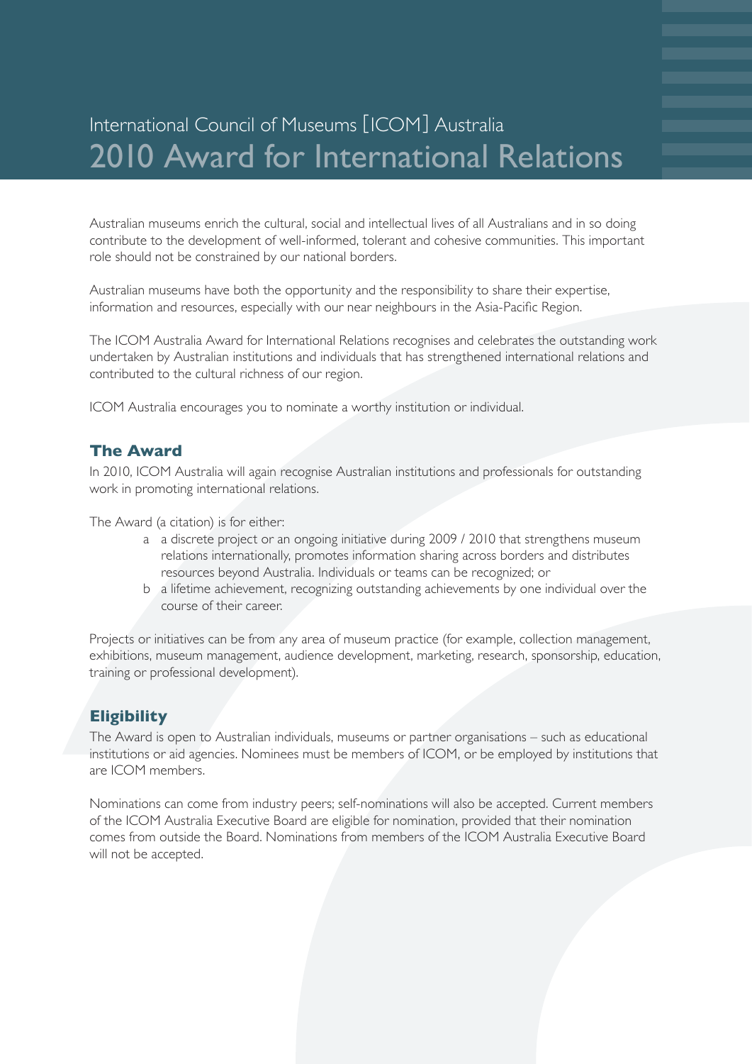# International Council of Museums [ICOM] Australia
# 2010 Award for International Relations

Australian museums enrich the cultural, social and intellectual lives of all Australians and in so doing contribute to the development of well-informed, tolerant and cohesive communities. This important role should not be constrained by our national borders.

Australian museums have both the opportunity and the responsibility to share their expertise, information and resources, especially with our near neighbours in the Asia-Pacific Region.

The ICOM Australia Award for International Relations recognises and celebrates the outstanding work undertaken by Australian institutions and individuals that has strengthened international relations and contributed to the cultural richness of our region.

ICOM Australia encourages you to nominate a worthy institution or individual.

## The Award

In 2010, ICOM Australia will again recognise Australian institutions and professionals for outstanding work in promoting international relations.

The Award (a citation) is for either:

- a  a discrete project or an ongoing initiative during 2009 / 2010 that strengthens museum relations internationally, promotes information sharing across borders and distributes resources beyond Australia. Individuals or teams can be recognized; or
- b  a lifetime achievement, recognizing outstanding achievements by one individual over the course of their career.

Projects or initiatives can be from any area of museum practice (for example, collection management, exhibitions, museum management, audience development, marketing, research, sponsorship, education, training or professional development).

## Eligibility

The Award is open to Australian individuals, museums or partner organisations – such as educational institutions or aid agencies. Nominees must be members of ICOM, or be employed by institutions that are ICOM members.

Nominations can come from industry peers; self-nominations will also be accepted. Current members of the ICOM Australia Executive Board are eligible for nomination, provided that their nomination comes from outside the Board. Nominations from members of the ICOM Australia Executive Board will not be accepted.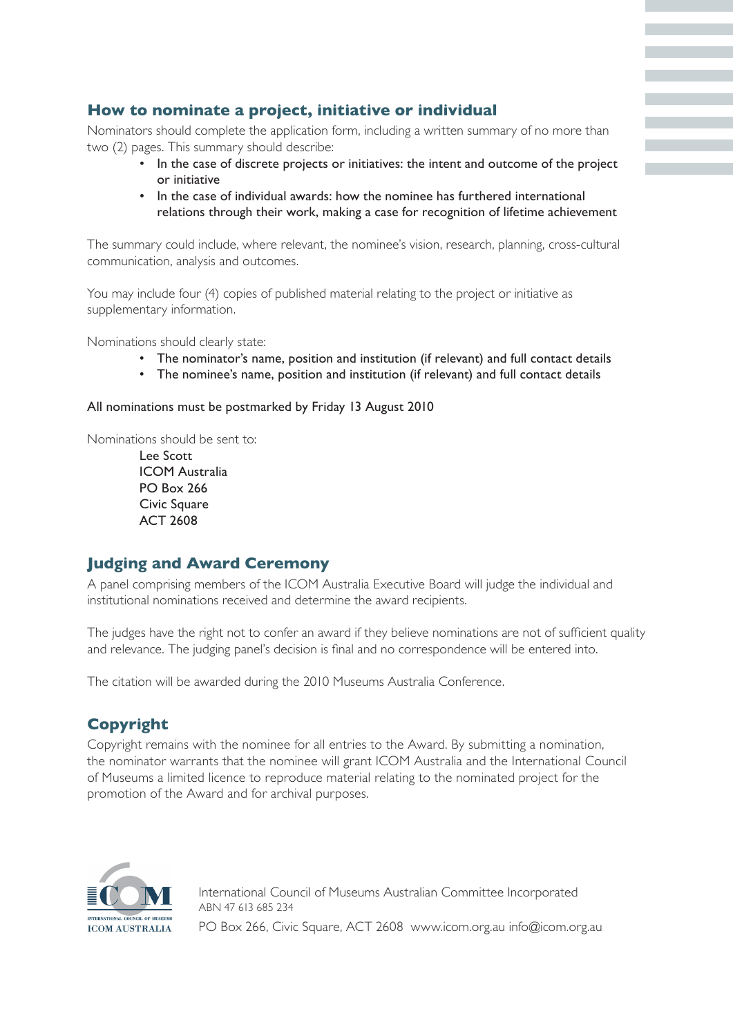## How to nominate a project, initiative or individual

Nominators should complete the application form, including a written summary of no more than two (2) pages. This summary should describe:

- In the case of discrete projects or initiatives: the intent and outcome of the project or initiative
- In the case of individual awards: how the nominee has furthered international relations through their work, making a case for recognition of lifetime achievement

The summary could include, where relevant, the nominee's vision, research, planning, cross-cultural communication, analysis and outcomes.

You may include four (4) copies of published material relating to the project or initiative as supplementary information.

Nominations should clearly state:

- The nominator's name, position and institution (if relevant) and full contact details
- The nominee's name, position and institution (if relevant) and full contact details

All nominations must be postmarked by Friday 13 August 2010

Nominations should be sent to:

Lee Scott
ICOM Australia
PO Box 266
Civic Square
ACT 2608

## Judging and Award Ceremony

A panel comprising members of the ICOM Australia Executive Board will judge the individual and institutional nominations received and determine the award recipients.

The judges have the right not to confer an award if they believe nominations are not of sufficient quality and relevance. The judging panel's decision is final and no correspondence will be entered into.

The citation will be awarded during the 2010 Museums Australia Conference.

## Copyright

Copyright remains with the nominee for all entries to the Award. By submitting a nomination, the nominator warrants that the nominee will grant ICOM Australia and the International Council of Museums a limited licence to reproduce material relating to the nominated project for the promotion of the Award and for archival purposes.

ICOM
INTERNATIONAL COUNCIL OF MUSEUMS
ICOM AUSTRALIA

International Council of Museums Australian Committee Incorporated
ABN 47 613 685 234
PO Box 266, Civic Square, ACT 2608 www.icom.org.au info@icom.org.au